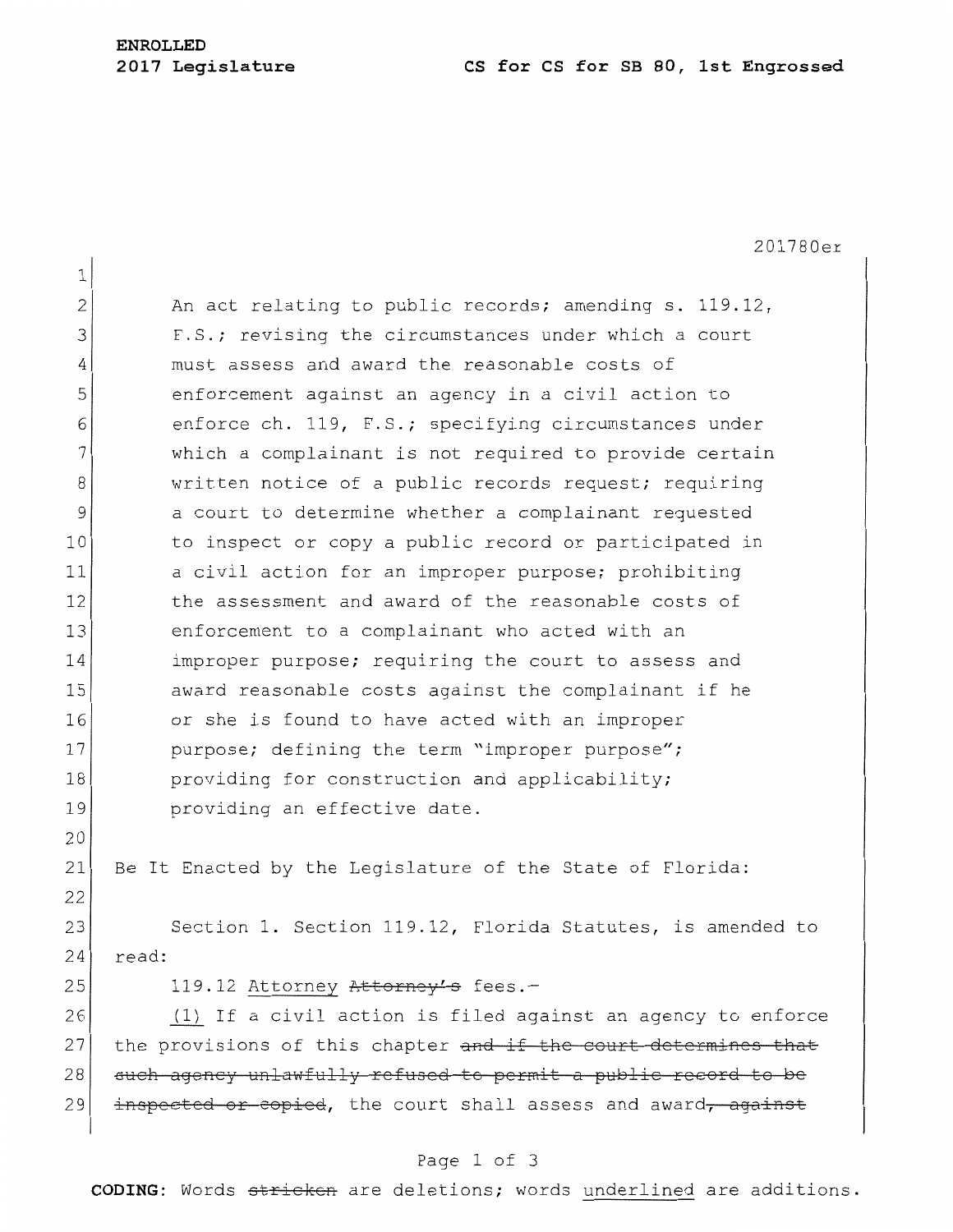An act relating to public records; amending s. 119.12, F.S.; revising the circumstances under which a court must assess and award the reasonable costs of enforcement against an agency in a civil action to enforce ch. 119, F.S.; specifying circumstances under which a complainant is not required to provide certain written notice of a public records request; requiring a court to determine whether a complainant requested to inspect or copy a public record or participated in a civil action for an improper purpose; prohibiting the assessment and award of the reasonable costs of enforcement to a complainant who acted with an improper purpose; requiring the court to assess and award reasonable costs against the complainant if he or she is found to have acted with an improper purpose; defining the term "improper purpose"; providing for construction and applicability; providing an effective date.

Be It Enacted by the Legislature of the State of Florida:

Section 1. Section 119.12, Florida Statutes, is amended to read:

119.12 <u>Attorney</u> ~~Attorney's~~ fees.—

<u>(1)</u> If a civil action is filed against an agency to enforce the provisions of this chapter ~~and if the court determines that such agency unlawfully refused to permit a public record to be inspected or copied~~, the court shall assess and award~~, against~~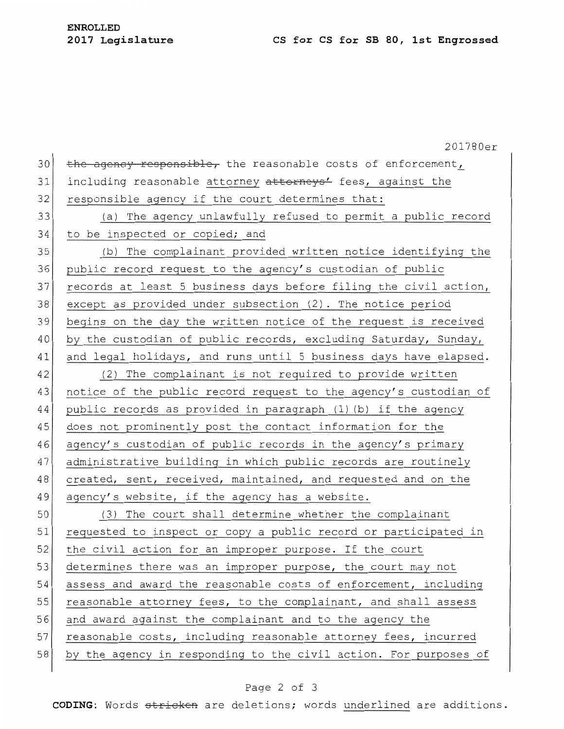~~the agency responsible,~~ the reasonable costs of enforcement, including reasonable attorney ~~attorneys'~~ fees, against the responsible agency if the court determines that:

(a) The agency unlawfully refused to permit a public record to be inspected or copied; and

(b) The complainant provided written notice identifying the public record request to the agency's custodian of public records at least 5 business days before filing the civil action, except as provided under subsection (2). The notice period begins on the day the written notice of the request is received by the custodian of public records, excluding Saturday, Sunday, and legal holidays, and runs until 5 business days have elapsed.

(2) The complainant is not required to provide written notice of the public record request to the agency's custodian of public records as provided in paragraph (1)(b) if the agency does not prominently post the contact information for the agency's custodian of public records in the agency's primary administrative building in which public records are routinely created, sent, received, maintained, and requested and on the agency's website, if the agency has a website.

(3) The court shall determine whether the complainant requested to inspect or copy a public record or participated in the civil action for an improper purpose. If the court determines there was an improper purpose, the court may not assess and award the reasonable costs of enforcement, including reasonable attorney fees, to the complainant, and shall assess and award against the complainant and to the agency the reasonable costs, including reasonable attorney fees, incurred by the agency in responding to the civil action. For purposes of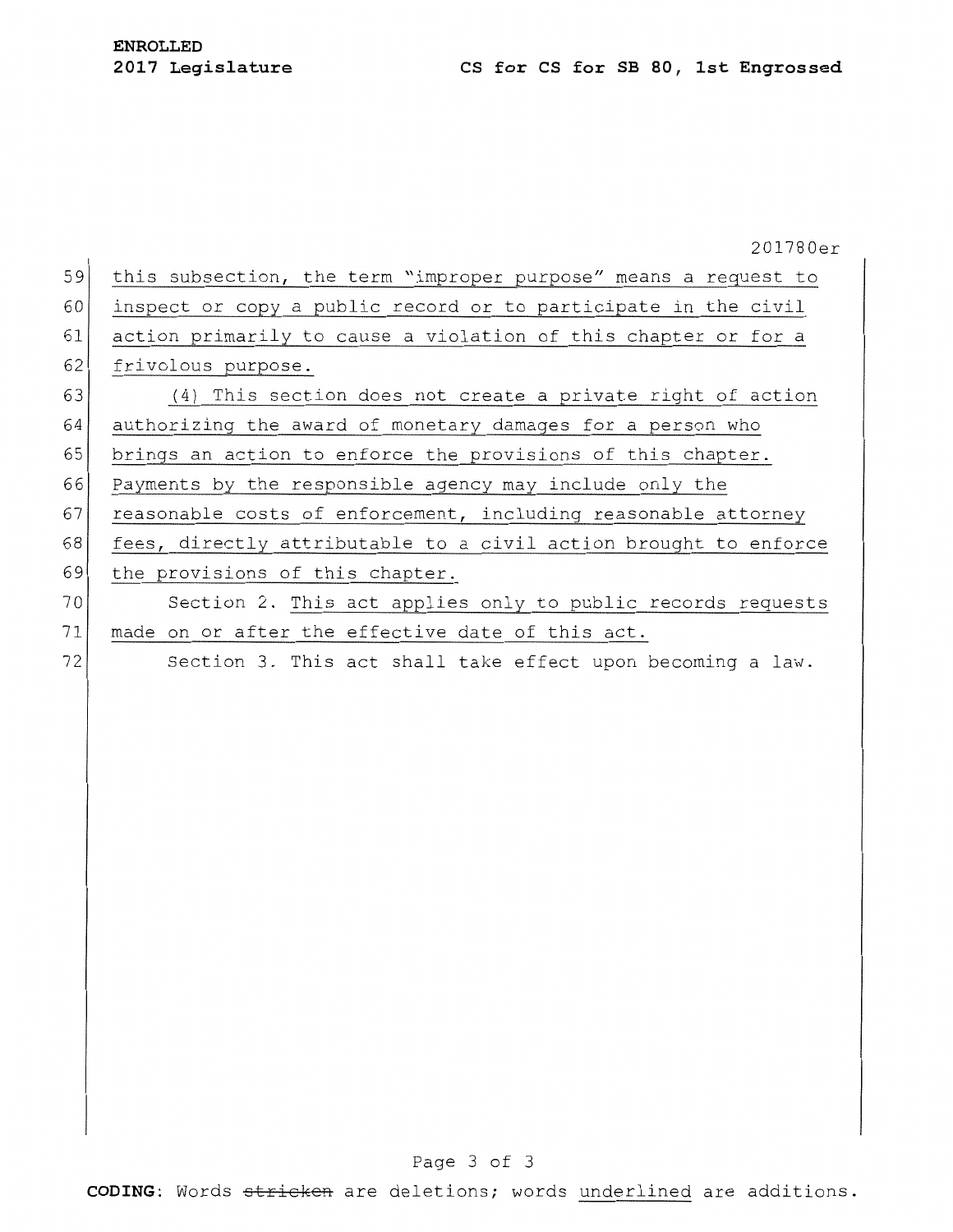this subsection, the term "improper purpose" means a request to inspect or copy a public record or to participate in the civil action primarily to cause a violation of this chapter or for a frivolous purpose.

(4) This section does not create a private right of action authorizing the award of monetary damages for a person who brings an action to enforce the provisions of this chapter. Payments by the responsible agency may include only the reasonable costs of enforcement, including reasonable attorney fees, directly attributable to a civil action brought to enforce the provisions of this chapter.

Section 2. This act applies only to public records requests made on or after the effective date of this act.

Section 3. This act shall take effect upon becoming a law.